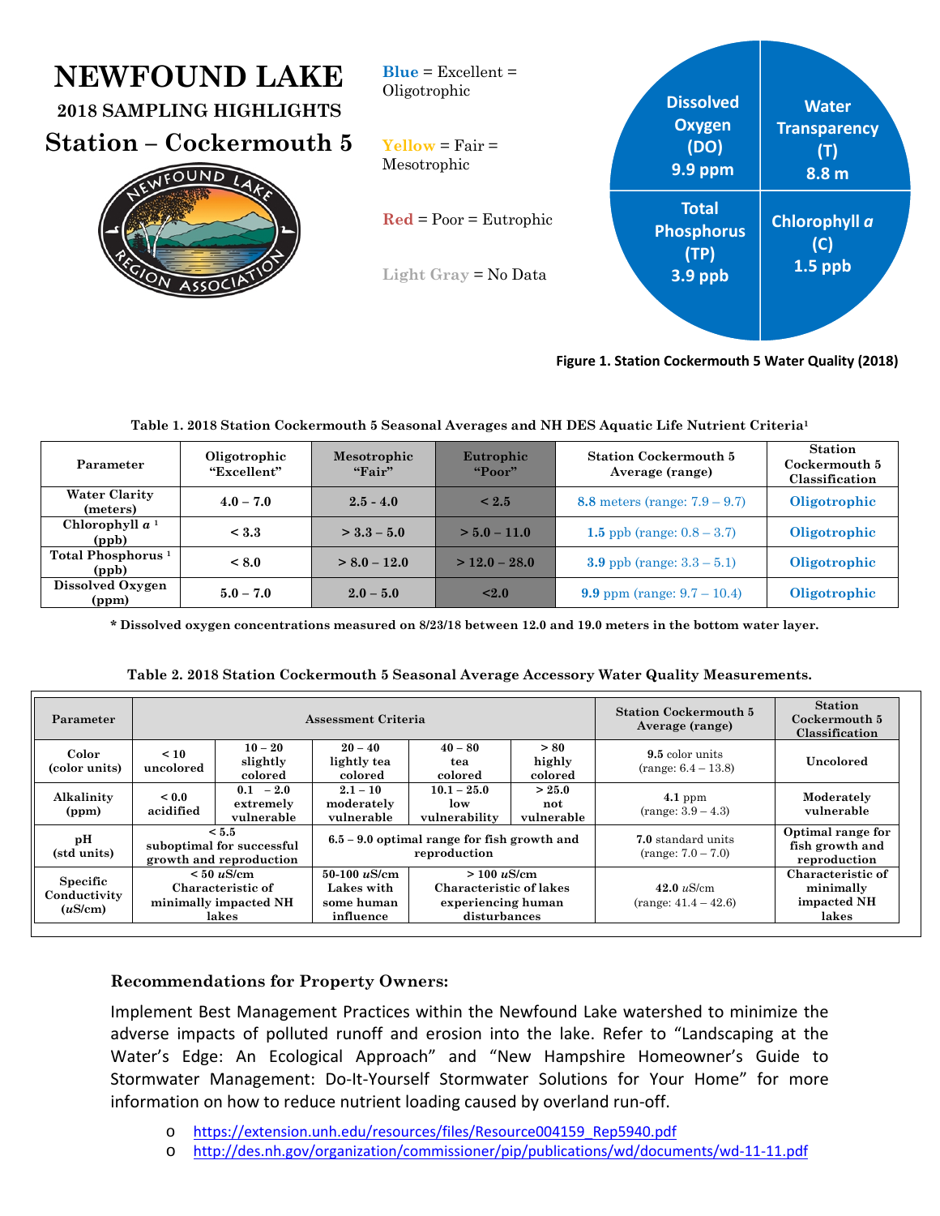# NEWFOUND LAKE

## 2018 SAMPLING HIGHLIGHTS

## Station – Cockermouth 5

**Blue** = Excellent = Oligotrophic

**Yellow** = Fair = Mesotrophic

**Red** = Poor = Eutrophic

**Light Gray** = No Data

Dissolved Oxygen (DO) 9.9 ppm

Water Transparency (T) 8.8 m

Total Phosphorus (TP) 3.9 ppb

Chlorophyll *a* (C) 1.5 ppb

**Figure 1. Station Cockermouth 5 Water Quality (2018)**

**Table 1. 2018 Station Cockermouth 5 Seasonal Averages and NH DES Aquatic Life Nutrient Criteria[1]**

| Parameter | Oligotrophic "Excellent" | Mesotrophic "Fair" | Eutrophic "Poor" | Station Cockermouth 5 Average (range) | Station Cockermouth 5 Classification |
|---|---|---|---|---|---|
| Water Clarity (meters) | 4.0 – 7.0 | 2.5 - 4.0 | < 2.5 | **8.8** meters (range: 7.9 – 9.7) | Oligotrophic |
| Chlorophyll *a* [1] (ppb) | < 3.3 | > 3.3 – 5.0 | > 5.0 – 11.0 | **1.5** ppb (range: 0.8 – 3.7) | Oligotrophic |
| Total Phosphorus [1] (ppb) | < 8.0 | > 8.0 – 12.0 | > 12.0 – 28.0 | **3.9** ppb (range: 3.3 – 5.1) | Oligotrophic |
| Dissolved Oxygen (ppm) | 5.0 – 7.0 | 2.0 – 5.0 | <2.0 | **9.9** ppm (range: 9.7 – 10.4) | Oligotrophic |

**\* Dissolved oxygen concentrations measured on 8/23/18 between 12.0 and 19.0 meters in the bottom water layer.**

**Table 2. 2018 Station Cockermouth 5 Seasonal Average Accessory Water Quality Measurements.**

| Parameter | Assessment Criteria | | | | | Station Cockermouth 5 Average (range) | Station Cockermouth 5 Classification |
|---|---|---|---|---|---|---|---|
| Color (color units) | < 10 uncolored | 10 – 20 slightly colored | 20 – 40 lightly tea colored | 40 – 80 tea colored | > 80 highly colored | **9.5** color units (range: 6.4 – 13.8) | Uncolored |
| Alkalinity (ppm) | < 0.0 acidified | 0.1 – 2.0 extremely vulnerable | 2.1 – 10 moderately vulnerable | 10.1 – 25.0 low vulnerability | > 25.0 not vulnerable | **4.1** ppm (range: 3.9 – 4.3) | Moderately vulnerable |
| pH (std units) | < 5.5 suboptimal for successful growth and reproduction | | 6.5 – 9.0 optimal range for fish growth and reproduction | | | **7.0** standard units (range: 7.0 – 7.0) | Optimal range for fish growth and reproduction |
| Specific Conductivity (*u*S/cm) | < 50 *u*S/cm Characteristic of minimally impacted NH lakes | | 50-100 *u*S/cm Lakes with some human influence | > 100 *u*S/cm Characteristic of lakes experiencing human disturbances | | **42.0** *u*S/cm (range: 41.4 – 42.6) | Characteristic of minimally impacted NH lakes |

### Recommendations for Property Owners:

Implement Best Management Practices within the Newfound Lake watershed to minimize the adverse impacts of polluted runoff and erosion into the lake. Refer to "Landscaping at the Water's Edge: An Ecological Approach" and "New Hampshire Homeowner's Guide to Stormwater Management: Do-It-Yourself Stormwater Solutions for Your Home" for more information on how to reduce nutrient loading caused by overland run-off.

- https://extension.unh.edu/resources/files/Resource004159_Rep5940.pdf
- http://des.nh.gov/organization/commissioner/pip/publications/wd/documents/wd-11-11.pdf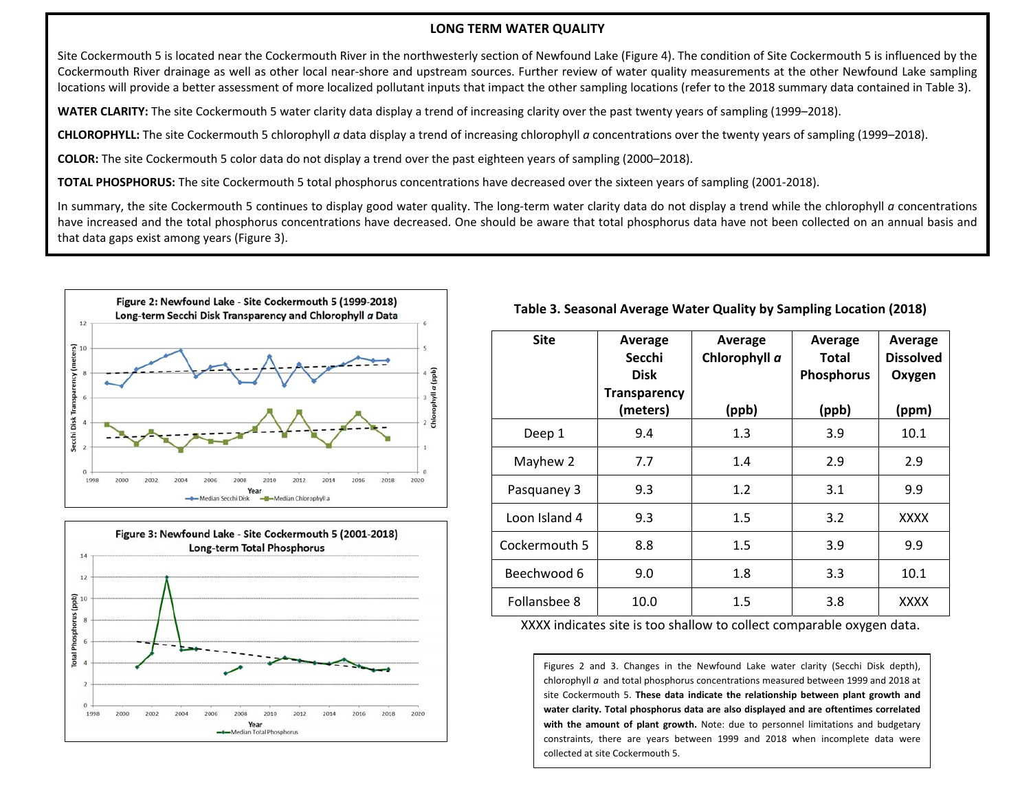## LONG TERM WATER QUALITY

Site Cockermouth 5 is located near the Cockermouth River in the northwesterly section of Newfound Lake (Figure 4). The condition of Site Cockermouth 5 is influenced by the Cockermouth River drainage as well as other local near-shore and upstream sources. Further review of water quality measurements at the other Newfound Lake sampling locations will provide a better assessment of more localized pollutant inputs that impact the other sampling locations (refer to the 2018 summary data contained in Table 3).

**WATER CLARITY:** The site Cockermouth 5 water clarity data display a trend of increasing clarity over the past twenty years of sampling (1999–2018).

**CHLOROPHYLL:** The site Cockermouth 5 chlorophyll *a* data display a trend of increasing chlorophyll *a* concentrations over the twenty years of sampling (1999–2018).

**COLOR:** The site Cockermouth 5 color data do not display a trend over the past eighteen years of sampling (2000–2018).

**TOTAL PHOSPHORUS:** The site Cockermouth 5 total phosphorus concentrations have decreased over the sixteen years of sampling (2001-2018).

In summary, the site Cockermouth 5 continues to display good water quality. The long-term water clarity data do not display a trend while the chlorophyll *a* concentrations have increased and the total phosphorus concentrations have decreased. One should be aware that total phosphorus data have not been collected on an annual basis and that data gaps exist among years (Figure 3).

**Figure 2: Newfound Lake - Site Cockermouth 5 (1999-2018) Long-term Secchi Disk Transparency and Chlorophyll *a* Data**

**Figure 3: Newfound Lake - Site Cockermouth 5 (2001-2018) Long-term Total Phosphorus**

**Table 3. Seasonal Average Water Quality by Sampling Location (2018)**

| Site | Average Secchi Disk Transparency (meters) | Average Chlorophyll *a* (ppb) | Average Total Phosphorus (ppb) | Average Dissolved Oxygen (ppm) |
|---|---|---|---|---|
| Deep 1 | 9.4 | 1.3 | 3.9 | 10.1 |
| Mayhew 2 | 7.7 | 1.4 | 2.9 | 2.9 |
| Pasquaney 3 | 9.3 | 1.2 | 3.1 | 9.9 |
| Loon Island 4 | 9.3 | 1.5 | 3.2 | XXXX |
| Cockermouth 5 | 8.8 | 1.5 | 3.9 | 9.9 |
| Beechwood 6 | 9.0 | 1.8 | 3.3 | 10.1 |
| Follansbee 8 | 10.0 | 1.5 | 3.8 | XXXX |

XXXX indicates site is too shallow to collect comparable oxygen data.

Figures 2 and 3. Changes in the Newfound Lake water clarity (Secchi Disk depth), chlorophyll *a* and total phosphorus concentrations measured between 1999 and 2018 at site Cockermouth 5. **These data indicate the relationship between plant growth and water clarity. Total phosphorus data are also displayed and are oftentimes correlated with the amount of plant growth.** Note: due to personnel limitations and budgetary constraints, there are years between 1999 and 2018 when incomplete data were collected at site Cockermouth 5.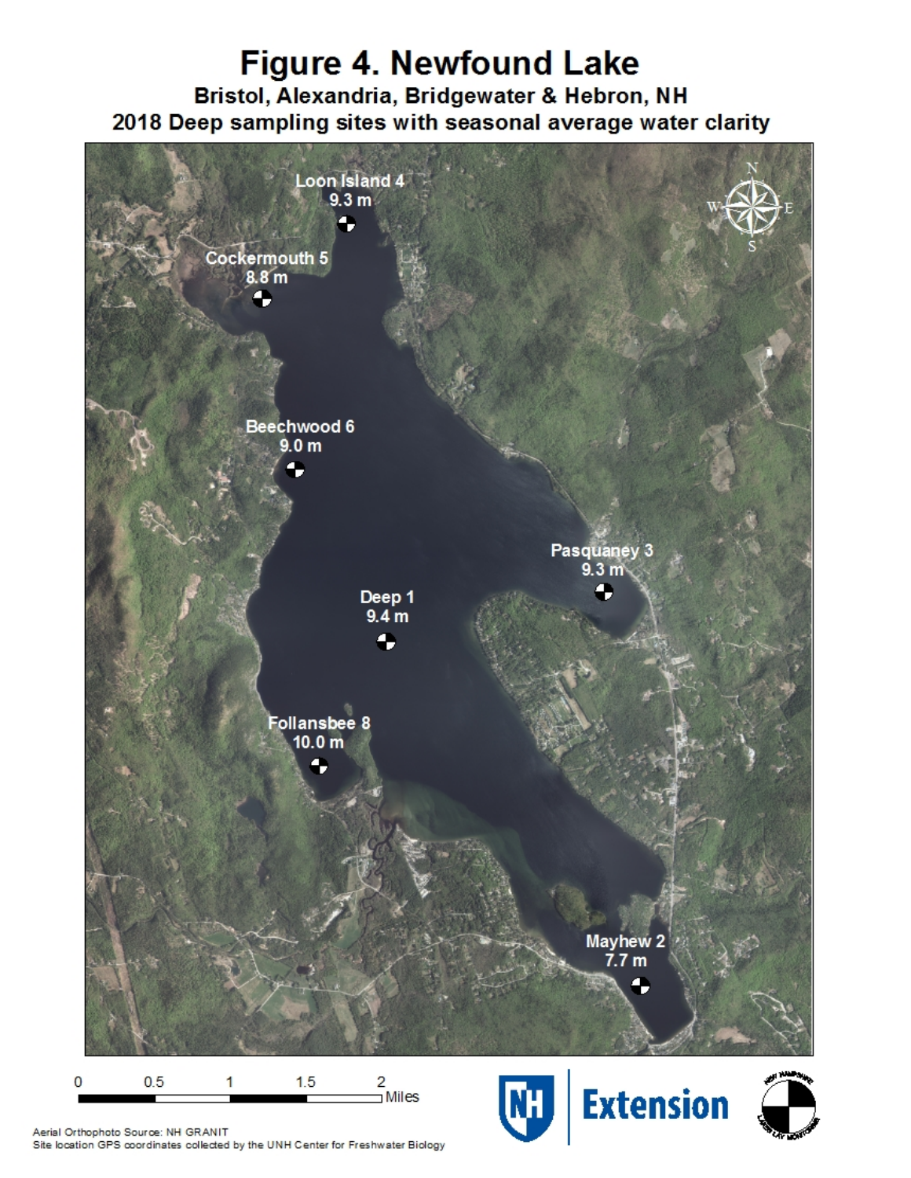# Figure 4. Newfound Lake

**Bristol, Alexandria, Bridgewater & Hebron, NH**

**2018 Deep sampling sites with seasonal average water clarity**

Loon Island 4
9.3 m

Cockermouth 5
8.8 m

Beechwood 6
9.0 m

Pasquaney 3
9.3 m

Deep 1
9.4 m

Follansbee 8
10.0 m

Mayhew 2
7.7 m

N
W
E
S

0 0.5 1 1.5 2 Miles

Extension

Aerial Orthophoto Source: NH GRANIT
Site location GPS coordinates collected by the UNH Center for Freshwater Biology